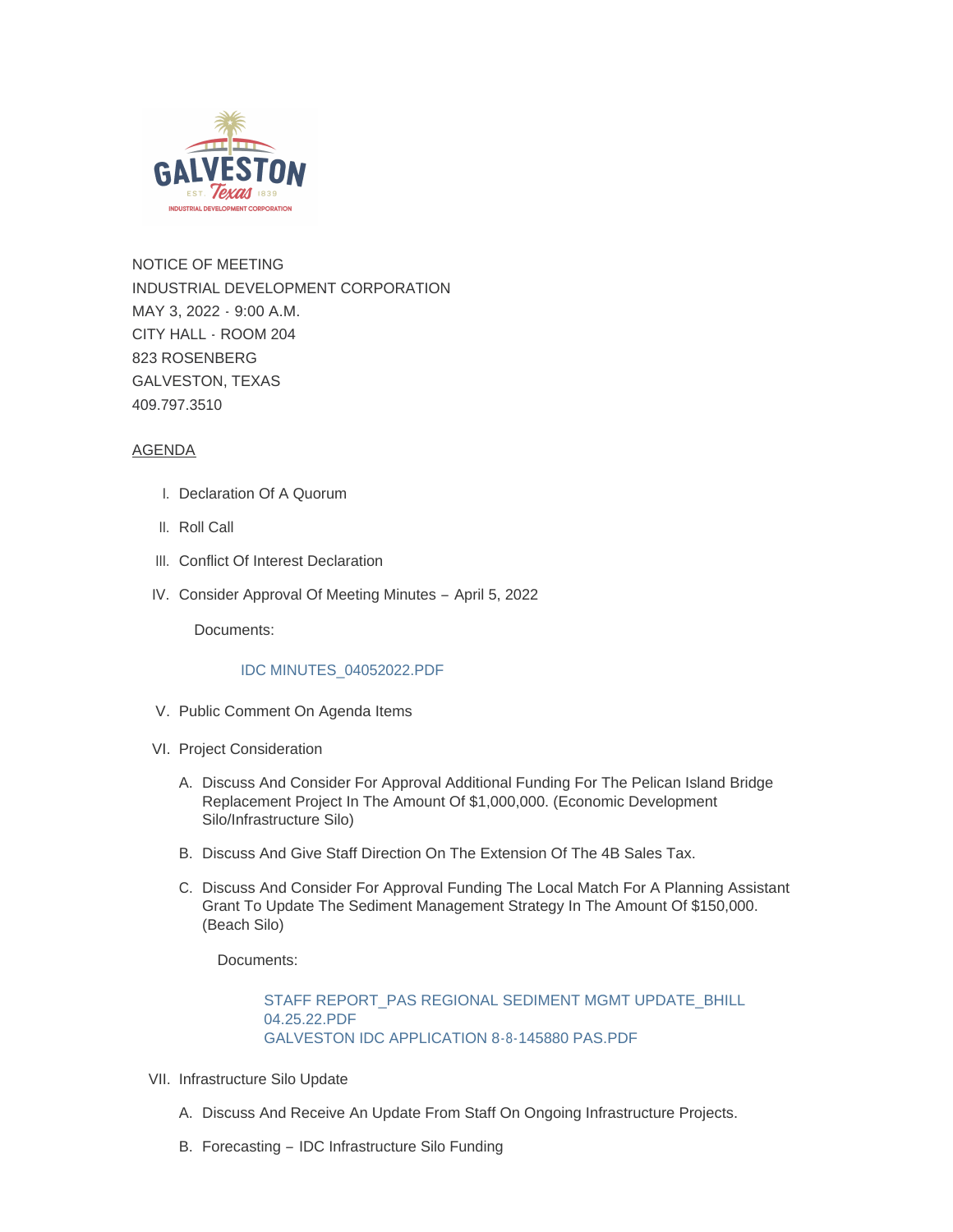NOTICE OF MEETING
INDUSTRIAL DEVELOPMENT CORPORATION
MAY 3, 2022 - 9:00 A.M.
CITY HALL - ROOM 204
823 ROSENBERG
GALVESTON, TEXAS
409.797.3510

AGENDA

I. Declaration Of A Quorum

II. Roll Call

III. Conflict Of Interest Declaration

IV. Consider Approval Of Meeting Minutes – April 5, 2022

   Documents:

   IDC MINUTES_04052022.PDF

V. Public Comment On Agenda Items

VI. Project Consideration

   A. Discuss And Consider For Approval Additional Funding For The Pelican Island Bridge Replacement Project In The Amount Of $1,000,000. (Economic Development Silo/Infrastructure Silo)

   B. Discuss And Give Staff Direction On The Extension Of The 4B Sales Tax.

   C. Discuss And Consider For Approval Funding The Local Match For A Planning Assistant Grant To Update The Sediment Management Strategy In The Amount Of $150,000. (Beach Silo)

      Documents:

      STAFF REPORT_PAS REGIONAL SEDIMENT MGMT UPDATE_BHILL 04.25.22.PDF
      GALVESTON IDC APPLICATION 8-8-145880 PAS.PDF

VII. Infrastructure Silo Update

   A. Discuss And Receive An Update From Staff On Ongoing Infrastructure Projects.

   B. Forecasting – IDC Infrastructure Silo Funding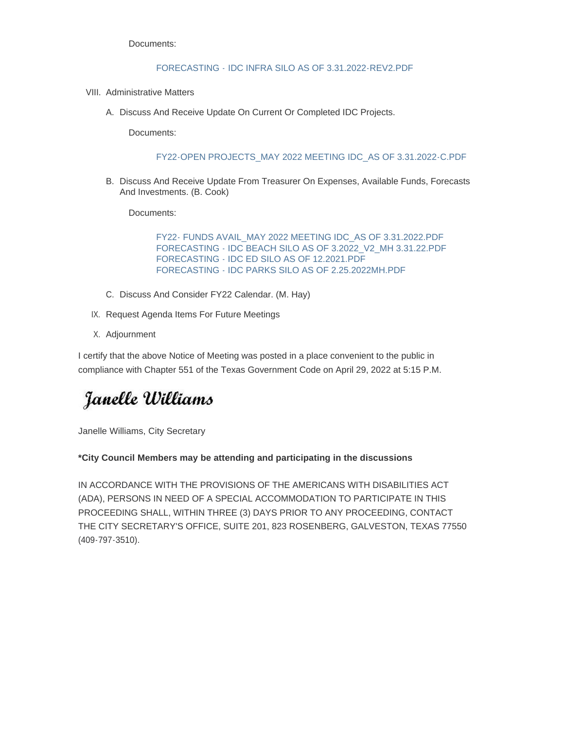Documents:

FORECASTING - IDC INFRA SILO AS OF 3.31.2022-REV2.PDF

VIII. Administrative Matters

A. Discuss And Receive Update On Current Or Completed IDC Projects.

Documents:

FY22-OPEN PROJECTS_MAY 2022 MEETING IDC_AS OF 3.31.2022-C.PDF

B. Discuss And Receive Update From Treasurer On Expenses, Available Funds, Forecasts And Investments. (B. Cook)

Documents:

FY22- FUNDS AVAIL_MAY 2022 MEETING IDC_AS OF 3.31.2022.PDF
FORECASTING - IDC BEACH SILO AS OF 3.2022_V2_MH 3.31.22.PDF
FORECASTING - IDC ED SILO AS OF 12.2021.PDF
FORECASTING - IDC PARKS SILO AS OF 2.25.2022MH.PDF

C. Discuss And Consider FY22 Calendar. (M. Hay)

IX. Request Agenda Items For Future Meetings

X. Adjournment

I certify that the above Notice of Meeting was posted in a place convenient to the public in compliance with Chapter 551 of the Texas Government Code on April 29, 2022 at 5:15 P.M.

*Janelle Williams*

Janelle Williams, City Secretary

**\*City Council Members may be attending and participating in the discussions**

IN ACCORDANCE WITH THE PROVISIONS OF THE AMERICANS WITH DISABILITIES ACT (ADA), PERSONS IN NEED OF A SPECIAL ACCOMMODATION TO PARTICIPATE IN THIS PROCEEDING SHALL, WITHIN THREE (3) DAYS PRIOR TO ANY PROCEEDING, CONTACT THE CITY SECRETARY'S OFFICE, SUITE 201, 823 ROSENBERG, GALVESTON, TEXAS 77550 (409-797-3510).